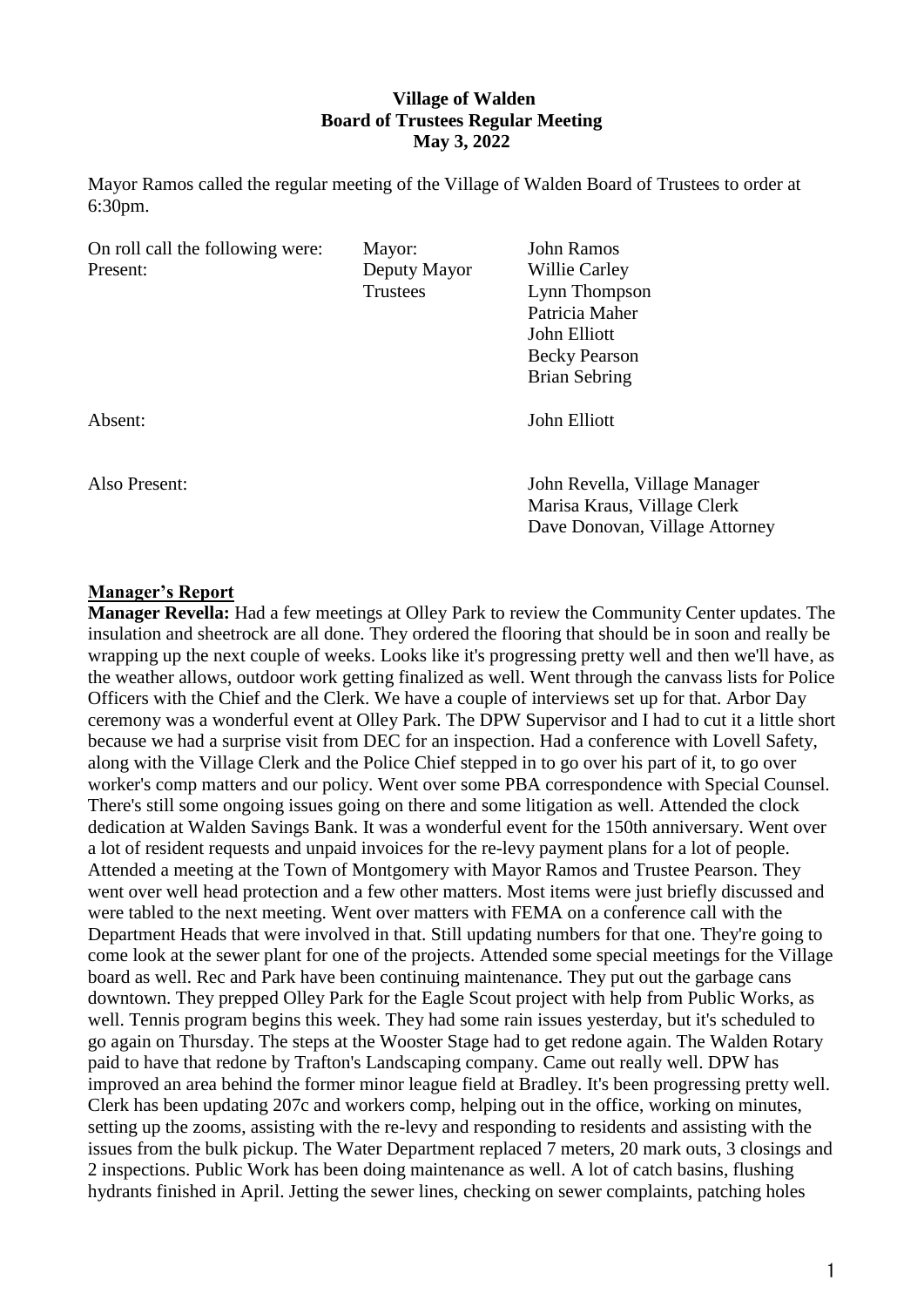**Village of Walden**
**Board of Trustees Regular Meeting**
**May 3, 2022**

Mayor Ramos called the regular meeting of the Village of Walden Board of Trustees to order at 6:30pm.

| On roll call the following were: Present: | Mayor: | John Ramos |
|---|---|---|
| | Deputy Mayor | Willie Carley |
| | Trustees | Lynn Thompson |
| | | Patricia Maher |
| | | John Elliott |
| | | Becky Pearson |
| | | Brian Sebring |
| Absent: | | John Elliott |
| Also Present: | | John Revella, Village Manager |
| | | Marisa Kraus, Village Clerk |
| | | Dave Donovan, Village Attorney |

## Manager's Report

**Manager Revella:** Had a few meetings at Olley Park to review the Community Center updates. The insulation and sheetrock are all done. They ordered the flooring that should be in soon and really be wrapping up the next couple of weeks. Looks like it's progressing pretty well and then we'll have, as the weather allows, outdoor work getting finalized as well. Went through the canvass lists for Police Officers with the Chief and the Clerk. We have a couple of interviews set up for that. Arbor Day ceremony was a wonderful event at Olley Park. The DPW Supervisor and I had to cut it a little short because we had a surprise visit from DEC for an inspection. Had a conference with Lovell Safety, along with the Village Clerk and the Police Chief stepped in to go over his part of it, to go over worker's comp matters and our policy. Went over some PBA correspondence with Special Counsel. There's still some ongoing issues going on there and some litigation as well. Attended the clock dedication at Walden Savings Bank. It was a wonderful event for the 150th anniversary. Went over a lot of resident requests and unpaid invoices for the re-levy payment plans for a lot of people. Attended a meeting at the Town of Montgomery with Mayor Ramos and Trustee Pearson. They went over well head protection and a few other matters. Most items were just briefly discussed and were tabled to the next meeting. Went over matters with FEMA on a conference call with the Department Heads that were involved in that. Still updating numbers for that one. They're going to come look at the sewer plant for one of the projects. Attended some special meetings for the Village board as well. Rec and Park have been continuing maintenance. They put out the garbage cans downtown. They prepped Olley Park for the Eagle Scout project with help from Public Works, as well. Tennis program begins this week. They had some rain issues yesterday, but it's scheduled to go again on Thursday. The steps at the Wooster Stage had to get redone again. The Walden Rotary paid to have that redone by Trafton's Landscaping company. Came out really well. DPW has improved an area behind the former minor league field at Bradley. It's been progressing pretty well. Clerk has been updating 207c and workers comp, helping out in the office, working on minutes, setting up the zooms, assisting with the re-levy and responding to residents and assisting with the issues from the bulk pickup. The Water Department replaced 7 meters, 20 mark outs, 3 closings and 2 inspections. Public Work has been doing maintenance as well. A lot of catch basins, flushing hydrants finished in April. Jetting the sewer lines, checking on sewer complaints, patching holes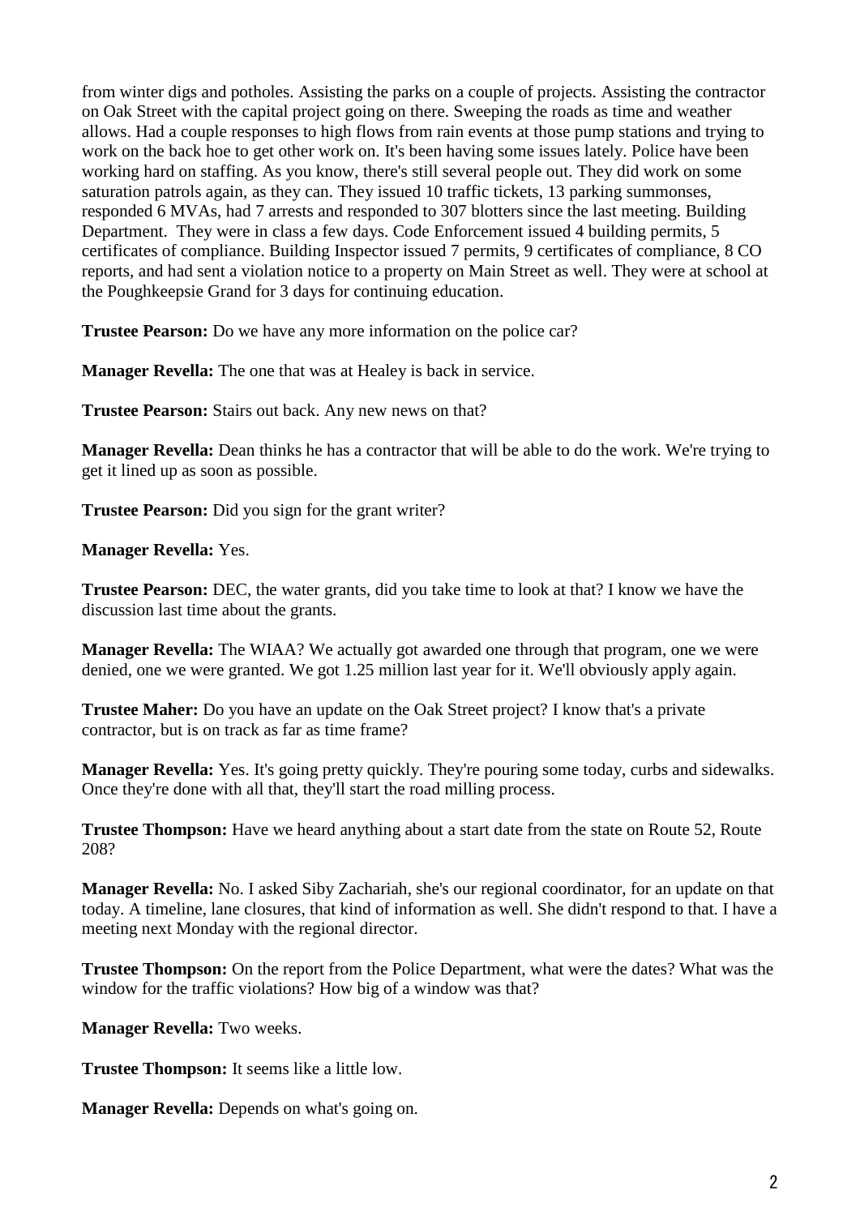from winter digs and potholes. Assisting the parks on a couple of projects. Assisting the contractor on Oak Street with the capital project going on there. Sweeping the roads as time and weather allows. Had a couple responses to high flows from rain events at those pump stations and trying to work on the back hoe to get other work on. It's been having some issues lately. Police have been working hard on staffing. As you know, there's still several people out. They did work on some saturation patrols again, as they can. They issued 10 traffic tickets, 13 parking summonses, responded 6 MVAs, had 7 arrests and responded to 307 blotters since the last meeting. Building Department. They were in class a few days. Code Enforcement issued 4 building permits, 5 certificates of compliance. Building Inspector issued 7 permits, 9 certificates of compliance, 8 CO reports, and had sent a violation notice to a property on Main Street as well. They were at school at the Poughkeepsie Grand for 3 days for continuing education.

**Trustee Pearson:** Do we have any more information on the police car?

**Manager Revella:** The one that was at Healey is back in service.

**Trustee Pearson:** Stairs out back. Any new news on that?

**Manager Revella:** Dean thinks he has a contractor that will be able to do the work. We're trying to get it lined up as soon as possible.

**Trustee Pearson:** Did you sign for the grant writer?

**Manager Revella:** Yes.

**Trustee Pearson:** DEC, the water grants, did you take time to look at that? I know we have the discussion last time about the grants.

**Manager Revella:** The WIAA? We actually got awarded one through that program, one we were denied, one we were granted. We got 1.25 million last year for it. We'll obviously apply again.

**Trustee Maher:** Do you have an update on the Oak Street project? I know that's a private contractor, but is on track as far as time frame?

**Manager Revella:** Yes. It's going pretty quickly. They're pouring some today, curbs and sidewalks. Once they're done with all that, they'll start the road milling process.

**Trustee Thompson:** Have we heard anything about a start date from the state on Route 52, Route 208?

**Manager Revella:** No. I asked Siby Zachariah, she's our regional coordinator, for an update on that today. A timeline, lane closures, that kind of information as well. She didn't respond to that. I have a meeting next Monday with the regional director.

**Trustee Thompson:** On the report from the Police Department, what were the dates? What was the window for the traffic violations? How big of a window was that?

**Manager Revella:** Two weeks.

**Trustee Thompson:** It seems like a little low.

**Manager Revella:** Depends on what's going on.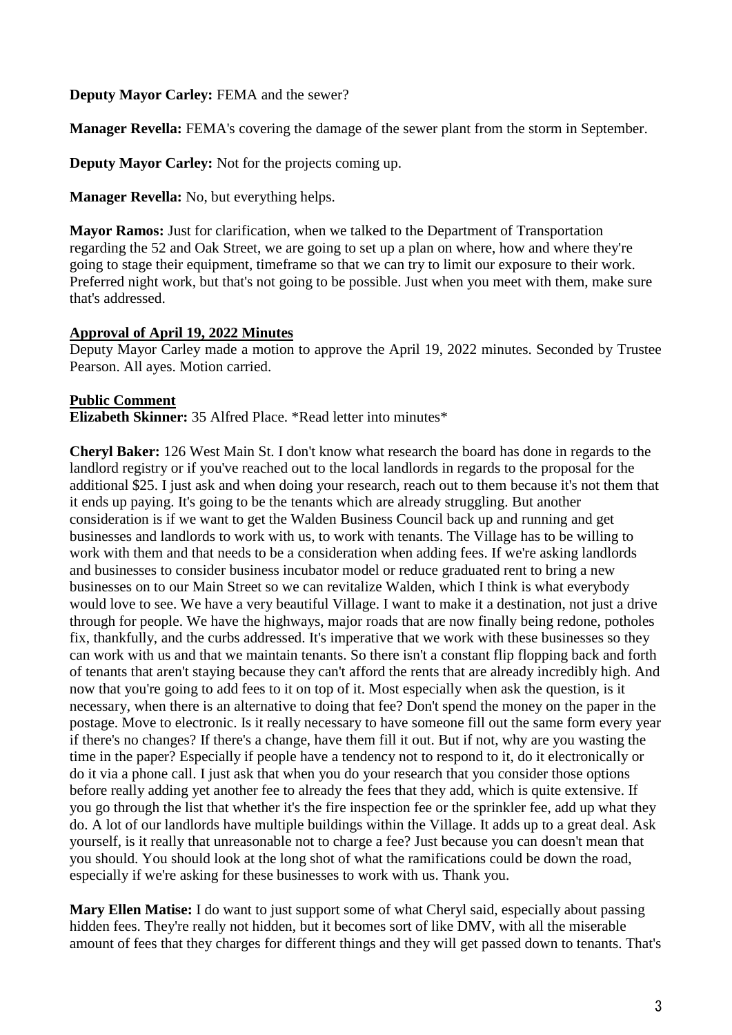**Deputy Mayor Carley:** FEMA and the sewer?

**Manager Revella:** FEMA's covering the damage of the sewer plant from the storm in September.

**Deputy Mayor Carley:** Not for the projects coming up.

**Manager Revella:** No, but everything helps.

**Mayor Ramos:** Just for clarification, when we talked to the Department of Transportation regarding the 52 and Oak Street, we are going to set up a plan on where, how and where they're going to stage their equipment, timeframe so that we can try to limit our exposure to their work. Preferred night work, but that's not going to be possible. Just when you meet with them, make sure that's addressed.

**Approval of April 19, 2022 Minutes**

Deputy Mayor Carley made a motion to approve the April 19, 2022 minutes. Seconded by Trustee Pearson. All ayes. Motion carried.

**Public Comment**

**Elizabeth Skinner:** 35 Alfred Place. *Read letter into minutes*

**Cheryl Baker:** 126 West Main St. I don't know what research the board has done in regards to the landlord registry or if you've reached out to the local landlords in regards to the proposal for the additional $25. I just ask and when doing your research, reach out to them because it's not them that it ends up paying. It's going to be the tenants which are already struggling. But another consideration is if we want to get the Walden Business Council back up and running and get businesses and landlords to work with us, to work with tenants. The Village has to be willing to work with them and that needs to be a consideration when adding fees. If we're asking landlords and businesses to consider business incubator model or reduce graduated rent to bring a new businesses on to our Main Street so we can revitalize Walden, which I think is what everybody would love to see. We have a very beautiful Village. I want to make it a destination, not just a drive through for people. We have the highways, major roads that are now finally being redone, potholes fix, thankfully, and the curbs addressed. It's imperative that we work with these businesses so they can work with us and that we maintain tenants. So there isn't a constant flip flopping back and forth of tenants that aren't staying because they can't afford the rents that are already incredibly high. And now that you're going to add fees to it on top of it. Most especially when ask the question, is it necessary, when there is an alternative to doing that fee? Don't spend the money on the paper in the postage. Move to electronic. Is it really necessary to have someone fill out the same form every year if there's no changes? If there's a change, have them fill it out. But if not, why are you wasting the time in the paper? Especially if people have a tendency not to respond to it, do it electronically or do it via a phone call. I just ask that when you do your research that you consider those options before really adding yet another fee to already the fees that they add, which is quite extensive. If you go through the list that whether it's the fire inspection fee or the sprinkler fee, add up what they do. A lot of our landlords have multiple buildings within the Village. It adds up to a great deal. Ask yourself, is it really that unreasonable not to charge a fee? Just because you can doesn't mean that you should. You should look at the long shot of what the ramifications could be down the road, especially if we're asking for these businesses to work with us. Thank you.

**Mary Ellen Matise:** I do want to just support some of what Cheryl said, especially about passing hidden fees. They're really not hidden, but it becomes sort of like DMV, with all the miserable amount of fees that they charges for different things and they will get passed down to tenants. That's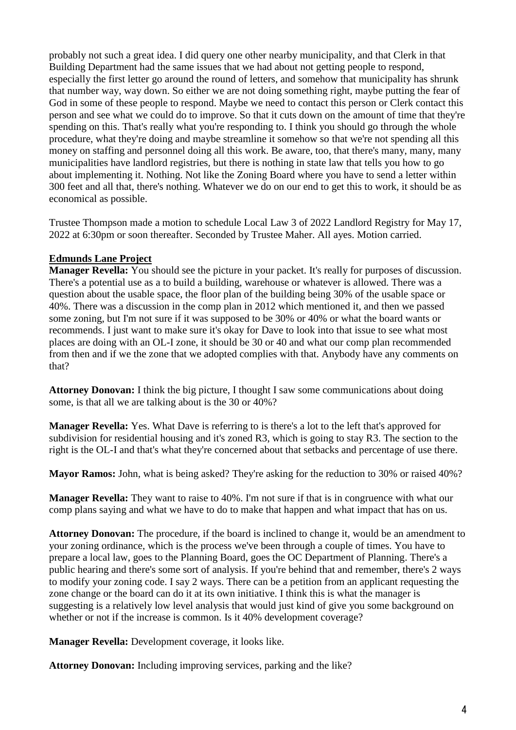probably not such a great idea. I did query one other nearby municipality, and that Clerk in that Building Department had the same issues that we had about not getting people to respond, especially the first letter go around the round of letters, and somehow that municipality has shrunk that number way, way down. So either we are not doing something right, maybe putting the fear of God in some of these people to respond. Maybe we need to contact this person or Clerk contact this person and see what we could do to improve. So that it cuts down on the amount of time that they're spending on this. That's really what you're responding to. I think you should go through the whole procedure, what they're doing and maybe streamline it somehow so that we're not spending all this money on staffing and personnel doing all this work. Be aware, too, that there's many, many, many municipalities have landlord registries, but there is nothing in state law that tells you how to go about implementing it. Nothing. Not like the Zoning Board where you have to send a letter within 300 feet and all that, there's nothing. Whatever we do on our end to get this to work, it should be as economical as possible.

Trustee Thompson made a motion to schedule Local Law 3 of 2022 Landlord Registry for May 17, 2022 at 6:30pm or soon thereafter. Seconded by Trustee Maher. All ayes. Motion carried.

**Edmunds Lane Project**

**Manager Revella:** You should see the picture in your packet. It's really for purposes of discussion. There's a potential use as a to build a building, warehouse or whatever is allowed. There was a question about the usable space, the floor plan of the building being 30% of the usable space or 40%. There was a discussion in the comp plan in 2012 which mentioned it, and then we passed some zoning, but I'm not sure if it was supposed to be 30% or 40% or what the board wants or recommends. I just want to make sure it's okay for Dave to look into that issue to see what most places are doing with an OL-I zone, it should be 30 or 40 and what our comp plan recommended from then and if we the zone that we adopted complies with that. Anybody have any comments on that?

**Attorney Donovan:** I think the big picture, I thought I saw some communications about doing some, is that all we are talking about is the 30 or 40%?

**Manager Revella:** Yes. What Dave is referring to is there's a lot to the left that's approved for subdivision for residential housing and it's zoned R3, which is going to stay R3. The section to the right is the OL-I and that's what they're concerned about that setbacks and percentage of use there.

**Mayor Ramos:** John, what is being asked? They're asking for the reduction to 30% or raised 40%?

**Manager Revella:** They want to raise to 40%. I'm not sure if that is in congruence with what our comp plans saying and what we have to do to make that happen and what impact that has on us.

**Attorney Donovan:** The procedure, if the board is inclined to change it, would be an amendment to your zoning ordinance, which is the process we've been through a couple of times. You have to prepare a local law, goes to the Planning Board, goes the OC Department of Planning. There's a public hearing and there's some sort of analysis. If you're behind that and remember, there's 2 ways to modify your zoning code. I say 2 ways. There can be a petition from an applicant requesting the zone change or the board can do it at its own initiative. I think this is what the manager is suggesting is a relatively low level analysis that would just kind of give you some background on whether or not if the increase is common. Is it 40% development coverage?

**Manager Revella:** Development coverage, it looks like.

**Attorney Donovan:** Including improving services, parking and the like?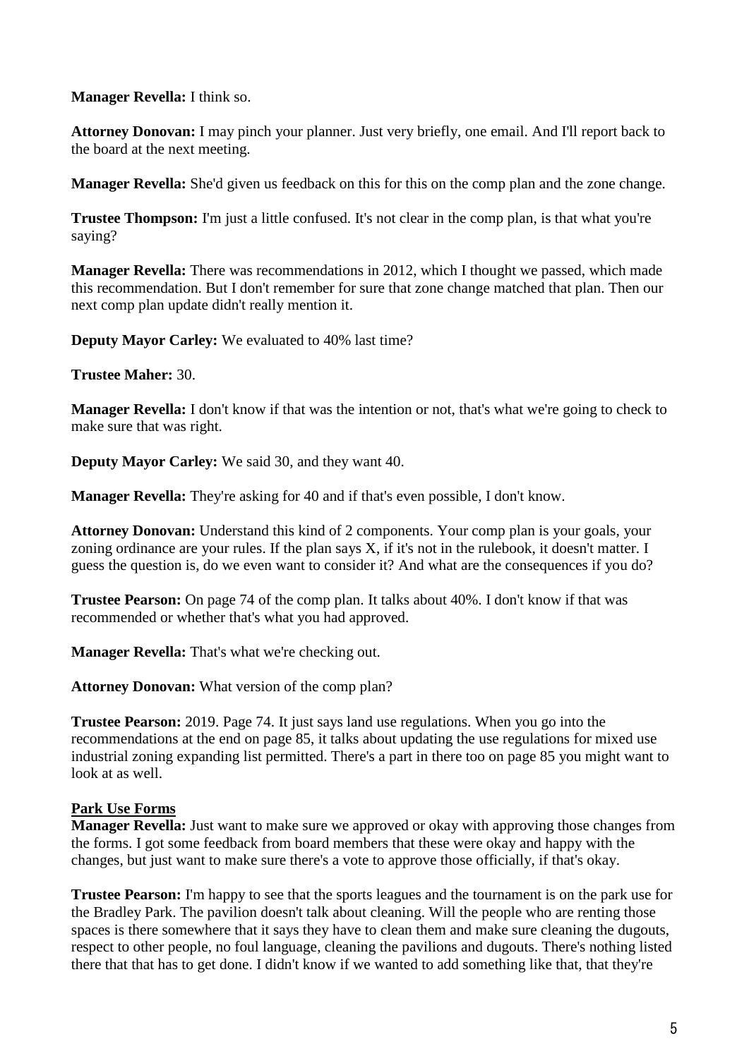**Manager Revella:** I think so.

**Attorney Donovan:** I may pinch your planner. Just very briefly, one email. And I'll report back to the board at the next meeting.

**Manager Revella:** She'd given us feedback on this for this on the comp plan and the zone change.

**Trustee Thompson:** I'm just a little confused. It's not clear in the comp plan, is that what you're saying?

**Manager Revella:** There was recommendations in 2012, which I thought we passed, which made this recommendation. But I don't remember for sure that zone change matched that plan. Then our next comp plan update didn't really mention it.

**Deputy Mayor Carley:** We evaluated to 40% last time?

**Trustee Maher:** 30.

**Manager Revella:** I don't know if that was the intention or not, that's what we're going to check to make sure that was right.

**Deputy Mayor Carley:** We said 30, and they want 40.

**Manager Revella:** They're asking for 40 and if that's even possible, I don't know.

**Attorney Donovan:** Understand this kind of 2 components. Your comp plan is your goals, your zoning ordinance are your rules. If the plan says X, if it's not in the rulebook, it doesn't matter. I guess the question is, do we even want to consider it? And what are the consequences if you do?

**Trustee Pearson:** On page 74 of the comp plan. It talks about 40%. I don't know if that was recommended or whether that's what you had approved.

**Manager Revella:** That's what we're checking out.

**Attorney Donovan:** What version of the comp plan?

**Trustee Pearson:** 2019. Page 74. It just says land use regulations. When you go into the recommendations at the end on page 85, it talks about updating the use regulations for mixed use industrial zoning expanding list permitted. There's a part in there too on page 85 you might want to look at as well.

**Park Use Forms**

**Manager Revella:** Just want to make sure we approved or okay with approving those changes from the forms. I got some feedback from board members that these were okay and happy with the changes, but just want to make sure there's a vote to approve those officially, if that's okay.

**Trustee Pearson:** I'm happy to see that the sports leagues and the tournament is on the park use for the Bradley Park. The pavilion doesn't talk about cleaning. Will the people who are renting those spaces is there somewhere that it says they have to clean them and make sure cleaning the dugouts, respect to other people, no foul language, cleaning the pavilions and dugouts. There's nothing listed there that that has to get done. I didn't know if we wanted to add something like that, that they're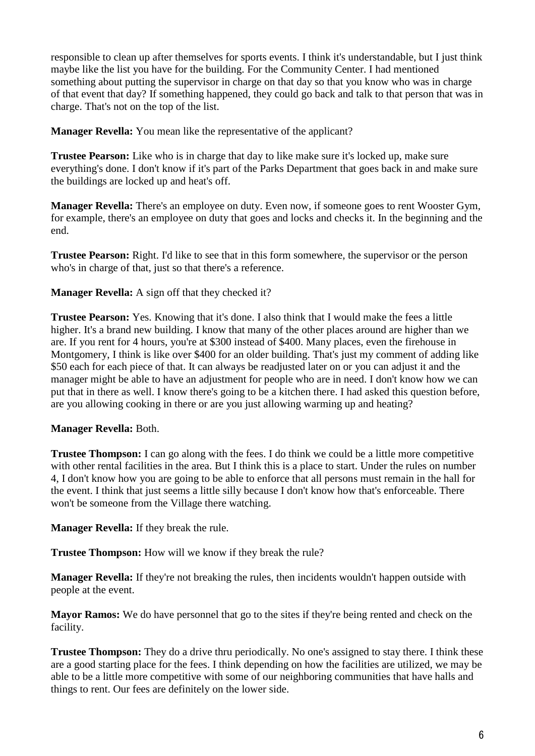responsible to clean up after themselves for sports events. I think it's understandable, but I just think maybe like the list you have for the building. For the Community Center. I had mentioned something about putting the supervisor in charge on that day so that you know who was in charge of that event that day? If something happened, they could go back and talk to that person that was in charge. That's not on the top of the list.

**Manager Revella:** You mean like the representative of the applicant?

**Trustee Pearson:** Like who is in charge that day to like make sure it's locked up, make sure everything's done. I don't know if it's part of the Parks Department that goes back in and make sure the buildings are locked up and heat's off.

**Manager Revella:** There's an employee on duty. Even now, if someone goes to rent Wooster Gym, for example, there's an employee on duty that goes and locks and checks it. In the beginning and the end.

**Trustee Pearson:** Right. I'd like to see that in this form somewhere, the supervisor or the person who's in charge of that, just so that there's a reference.

**Manager Revella:** A sign off that they checked it?

**Trustee Pearson:** Yes. Knowing that it's done. I also think that I would make the fees a little higher. It's a brand new building. I know that many of the other places around are higher than we are. If you rent for 4 hours, you're at $300 instead of $400. Many places, even the firehouse in Montgomery, I think is like over $400 for an older building. That's just my comment of adding like $50 each for each piece of that. It can always be readjusted later on or you can adjust it and the manager might be able to have an adjustment for people who are in need. I don't know how we can put that in there as well. I know there's going to be a kitchen there. I had asked this question before, are you allowing cooking in there or are you just allowing warming up and heating?

**Manager Revella:** Both.

**Trustee Thompson:** I can go along with the fees. I do think we could be a little more competitive with other rental facilities in the area. But I think this is a place to start. Under the rules on number 4, I don't know how you are going to be able to enforce that all persons must remain in the hall for the event. I think that just seems a little silly because I don't know how that's enforceable. There won't be someone from the Village there watching.

**Manager Revella:** If they break the rule.

**Trustee Thompson:** How will we know if they break the rule?

**Manager Revella:** If they're not breaking the rules, then incidents wouldn't happen outside with people at the event.

**Mayor Ramos:** We do have personnel that go to the sites if they're being rented and check on the facility.

**Trustee Thompson:** They do a drive thru periodically. No one's assigned to stay there. I think these are a good starting place for the fees. I think depending on how the facilities are utilized, we may be able to be a little more competitive with some of our neighboring communities that have halls and things to rent. Our fees are definitely on the lower side.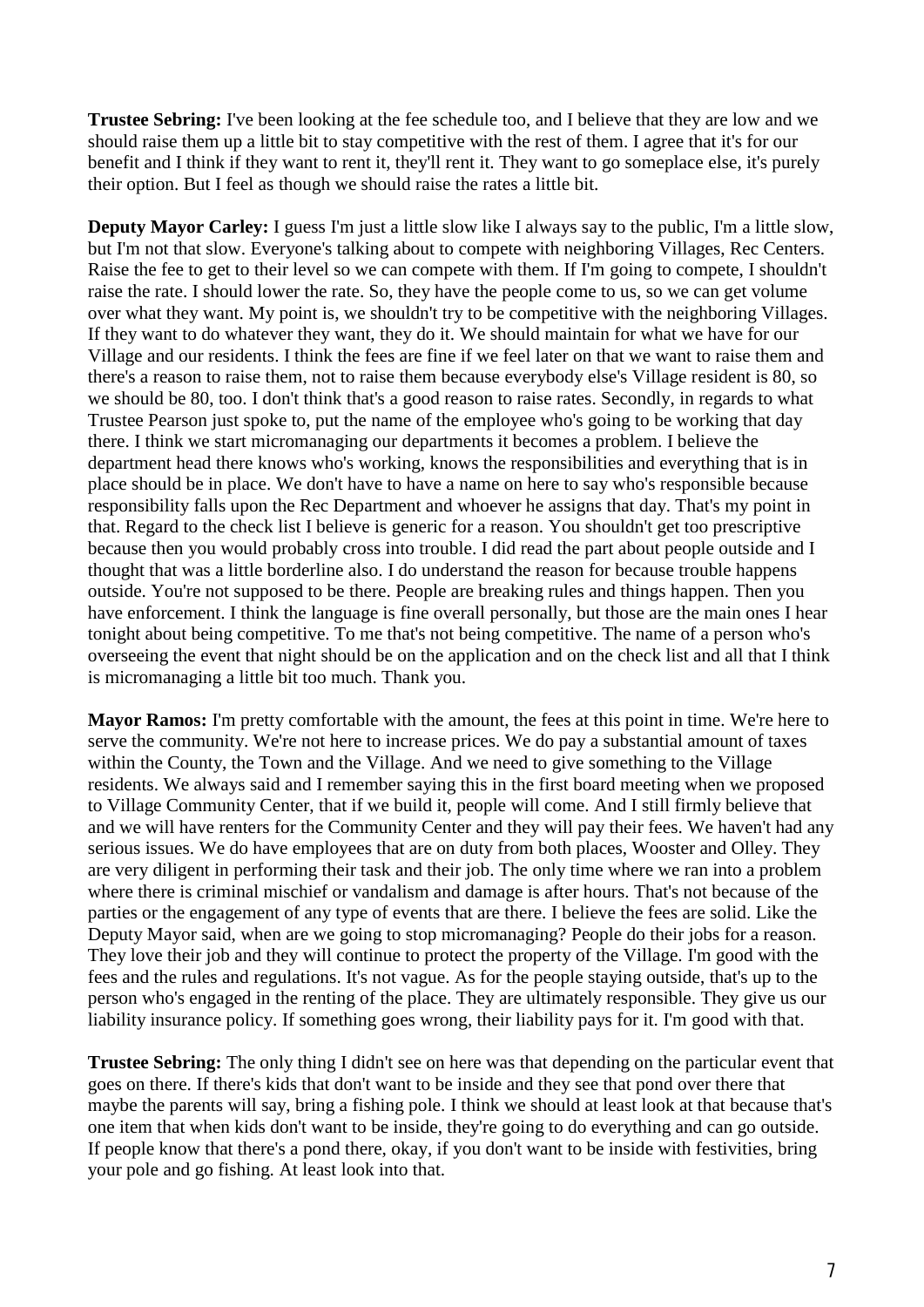**Trustee Sebring:** I've been looking at the fee schedule too, and I believe that they are low and we should raise them up a little bit to stay competitive with the rest of them. I agree that it's for our benefit and I think if they want to rent it, they'll rent it. They want to go someplace else, it's purely their option. But I feel as though we should raise the rates a little bit.

**Deputy Mayor Carley:** I guess I'm just a little slow like I always say to the public, I'm a little slow, but I'm not that slow. Everyone's talking about to compete with neighboring Villages, Rec Centers. Raise the fee to get to their level so we can compete with them. If I'm going to compete, I shouldn't raise the rate. I should lower the rate. So, they have the people come to us, so we can get volume over what they want. My point is, we shouldn't try to be competitive with the neighboring Villages. If they want to do whatever they want, they do it. We should maintain for what we have for our Village and our residents. I think the fees are fine if we feel later on that we want to raise them and there's a reason to raise them, not to raise them because everybody else's Village resident is 80, so we should be 80, too. I don't think that's a good reason to raise rates. Secondly, in regards to what Trustee Pearson just spoke to, put the name of the employee who's going to be working that day there. I think we start micromanaging our departments it becomes a problem. I believe the department head there knows who's working, knows the responsibilities and everything that is in place should be in place. We don't have to have a name on here to say who's responsible because responsibility falls upon the Rec Department and whoever he assigns that day. That's my point in that. Regard to the check list I believe is generic for a reason. You shouldn't get too prescriptive because then you would probably cross into trouble. I did read the part about people outside and I thought that was a little borderline also. I do understand the reason for because trouble happens outside. You're not supposed to be there. People are breaking rules and things happen. Then you have enforcement. I think the language is fine overall personally, but those are the main ones I hear tonight about being competitive. To me that's not being competitive. The name of a person who's overseeing the event that night should be on the application and on the check list and all that I think is micromanaging a little bit too much. Thank you.

**Mayor Ramos:** I'm pretty comfortable with the amount, the fees at this point in time. We're here to serve the community. We're not here to increase prices. We do pay a substantial amount of taxes within the County, the Town and the Village. And we need to give something to the Village residents. We always said and I remember saying this in the first board meeting when we proposed to Village Community Center, that if we build it, people will come. And I still firmly believe that and we will have renters for the Community Center and they will pay their fees. We haven't had any serious issues. We do have employees that are on duty from both places, Wooster and Olley. They are very diligent in performing their task and their job. The only time where we ran into a problem where there is criminal mischief or vandalism and damage is after hours. That's not because of the parties or the engagement of any type of events that are there. I believe the fees are solid. Like the Deputy Mayor said, when are we going to stop micromanaging? People do their jobs for a reason. They love their job and they will continue to protect the property of the Village. I'm good with the fees and the rules and regulations. It's not vague. As for the people staying outside, that's up to the person who's engaged in the renting of the place. They are ultimately responsible. They give us our liability insurance policy. If something goes wrong, their liability pays for it. I'm good with that.

**Trustee Sebring:** The only thing I didn't see on here was that depending on the particular event that goes on there. If there's kids that don't want to be inside and they see that pond over there that maybe the parents will say, bring a fishing pole. I think we should at least look at that because that's one item that when kids don't want to be inside, they're going to do everything and can go outside. If people know that there's a pond there, okay, if you don't want to be inside with festivities, bring your pole and go fishing. At least look into that.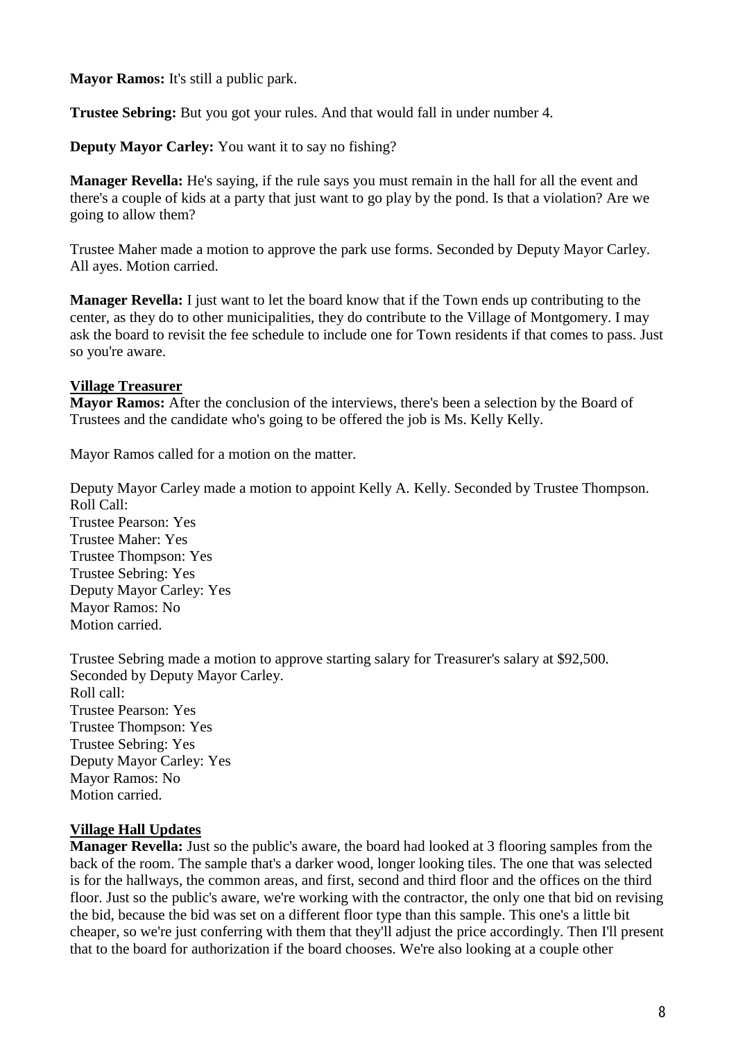**Mayor Ramos:** It's still a public park.

**Trustee Sebring:** But you got your rules. And that would fall in under number 4.

**Deputy Mayor Carley:** You want it to say no fishing?

**Manager Revella:** He's saying, if the rule says you must remain in the hall for all the event and there's a couple of kids at a party that just want to go play by the pond. Is that a violation? Are we going to allow them?

Trustee Maher made a motion to approve the park use forms. Seconded by Deputy Mayor Carley. All ayes. Motion carried.

**Manager Revella:** I just want to let the board know that if the Town ends up contributing to the center, as they do to other municipalities, they do contribute to the Village of Montgomery. I may ask the board to revisit the fee schedule to include one for Town residents if that comes to pass. Just so you're aware.

**Village Treasurer**

**Mayor Ramos:** After the conclusion of the interviews, there's been a selection by the Board of Trustees and the candidate who's going to be offered the job is Ms. Kelly Kelly.

Mayor Ramos called for a motion on the matter.

Deputy Mayor Carley made a motion to appoint Kelly A. Kelly. Seconded by Trustee Thompson.
Roll Call:
Trustee Pearson: Yes
Trustee Maher: Yes
Trustee Thompson: Yes
Trustee Sebring: Yes
Deputy Mayor Carley: Yes
Mayor Ramos: No
Motion carried.

Trustee Sebring made a motion to approve starting salary for Treasurer's salary at $92,500.
Seconded by Deputy Mayor Carley.
Roll call:
Trustee Pearson: Yes
Trustee Thompson: Yes
Trustee Sebring: Yes
Deputy Mayor Carley: Yes
Mayor Ramos: No
Motion carried.

**Village Hall Updates**

**Manager Revella:** Just so the public's aware, the board had looked at 3 flooring samples from the back of the room. The sample that's a darker wood, longer looking tiles. The one that was selected is for the hallways, the common areas, and first, second and third floor and the offices on the third floor. Just so the public's aware, we're working with the contractor, the only one that bid on revising the bid, because the bid was set on a different floor type than this sample. This one's a little bit cheaper, so we're just conferring with them that they'll adjust the price accordingly. Then I'll present that to the board for authorization if the board chooses. We're also looking at a couple other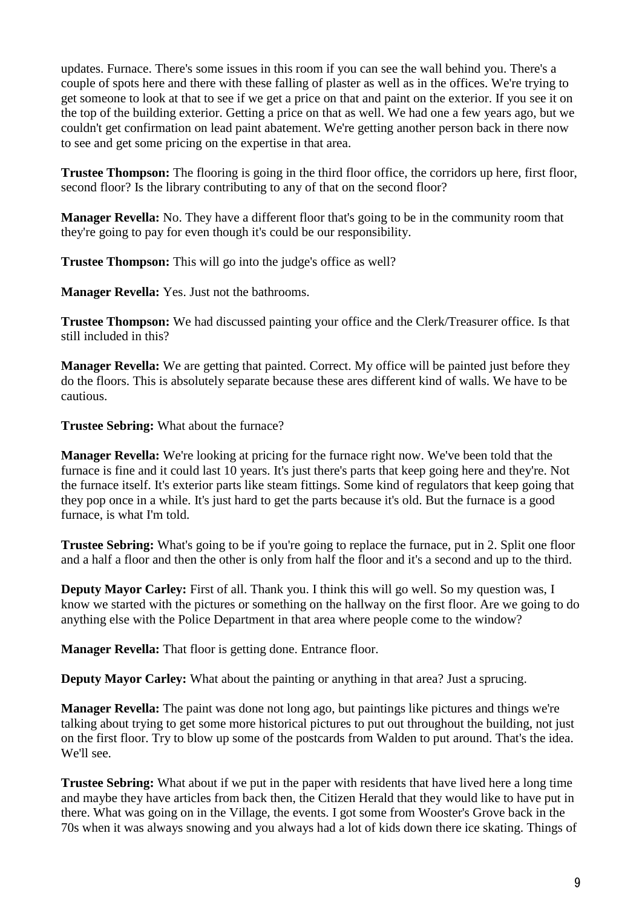updates. Furnace. There's some issues in this room if you can see the wall behind you. There's a couple of spots here and there with these falling of plaster as well as in the offices. We're trying to get someone to look at that to see if we get a price on that and paint on the exterior. If you see it on the top of the building exterior. Getting a price on that as well. We had one a few years ago, but we couldn't get confirmation on lead paint abatement. We're getting another person back in there now to see and get some pricing on the expertise in that area.

**Trustee Thompson:** The flooring is going in the third floor office, the corridors up here, first floor, second floor? Is the library contributing to any of that on the second floor?

**Manager Revella:** No. They have a different floor that's going to be in the community room that they're going to pay for even though it's could be our responsibility.

**Trustee Thompson:** This will go into the judge's office as well?

**Manager Revella:** Yes. Just not the bathrooms.

**Trustee Thompson:** We had discussed painting your office and the Clerk/Treasurer office. Is that still included in this?

**Manager Revella:** We are getting that painted. Correct. My office will be painted just before they do the floors. This is absolutely separate because these ares different kind of walls. We have to be cautious.

**Trustee Sebring:** What about the furnace?

**Manager Revella:** We're looking at pricing for the furnace right now. We've been told that the furnace is fine and it could last 10 years. It's just there's parts that keep going here and they're. Not the furnace itself. It's exterior parts like steam fittings. Some kind of regulators that keep going that they pop once in a while. It's just hard to get the parts because it's old. But the furnace is a good furnace, is what I'm told.

**Trustee Sebring:** What's going to be if you're going to replace the furnace, put in 2. Split one floor and a half a floor and then the other is only from half the floor and it's a second and up to the third.

**Deputy Mayor Carley:** First of all. Thank you. I think this will go well. So my question was, I know we started with the pictures or something on the hallway on the first floor. Are we going to do anything else with the Police Department in that area where people come to the window?

**Manager Revella:** That floor is getting done. Entrance floor.

**Deputy Mayor Carley:** What about the painting or anything in that area? Just a sprucing.

**Manager Revella:** The paint was done not long ago, but paintings like pictures and things we're talking about trying to get some more historical pictures to put out throughout the building, not just on the first floor. Try to blow up some of the postcards from Walden to put around. That's the idea. We'll see.

**Trustee Sebring:** What about if we put in the paper with residents that have lived here a long time and maybe they have articles from back then, the Citizen Herald that they would like to have put in there. What was going on in the Village, the events. I got some from Wooster's Grove back in the 70s when it was always snowing and you always had a lot of kids down there ice skating. Things of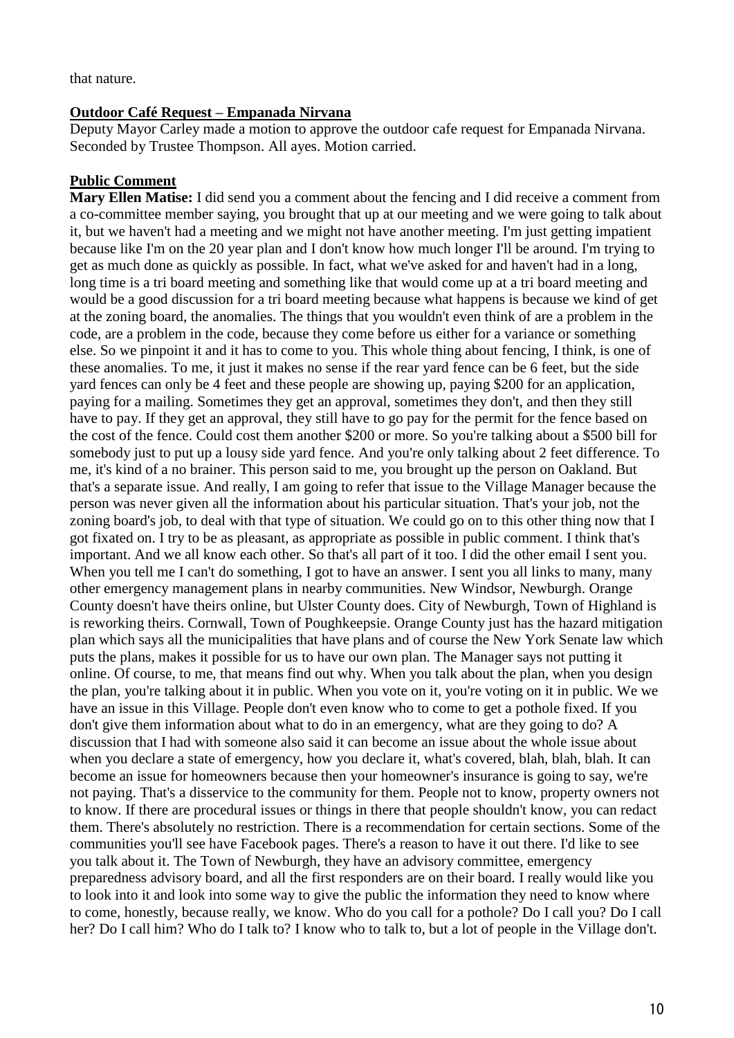that nature.

**Outdoor Café Request – Empanada Nirvana**

Deputy Mayor Carley made a motion to approve the outdoor cafe request for Empanada Nirvana. Seconded by Trustee Thompson. All ayes. Motion carried.

**Public Comment**

**Mary Ellen Matise:** I did send you a comment about the fencing and I did receive a comment from a co-committee member saying, you brought that up at our meeting and we were going to talk about it, but we haven't had a meeting and we might not have another meeting. I'm just getting impatient because like I'm on the 20 year plan and I don't know how much longer I'll be around. I'm trying to get as much done as quickly as possible. In fact, what we've asked for and haven't had in a long, long time is a tri board meeting and something like that would come up at a tri board meeting and would be a good discussion for a tri board meeting because what happens is because we kind of get at the zoning board, the anomalies. The things that you wouldn't even think of are a problem in the code, are a problem in the code, because they come before us either for a variance or something else. So we pinpoint it and it has to come to you. This whole thing about fencing, I think, is one of these anomalies. To me, it just it makes no sense if the rear yard fence can be 6 feet, but the side yard fences can only be 4 feet and these people are showing up, paying $200 for an application, paying for a mailing. Sometimes they get an approval, sometimes they don't, and then they still have to pay. If they get an approval, they still have to go pay for the permit for the fence based on the cost of the fence. Could cost them another $200 or more. So you're talking about a $500 bill for somebody just to put up a lousy side yard fence. And you're only talking about 2 feet difference. To me, it's kind of a no brainer. This person said to me, you brought up the person on Oakland. But that's a separate issue. And really, I am going to refer that issue to the Village Manager because the person was never given all the information about his particular situation. That's your job, not the zoning board's job, to deal with that type of situation. We could go on to this other thing now that I got fixated on. I try to be as pleasant, as appropriate as possible in public comment. I think that's important. And we all know each other. So that's all part of it too. I did the other email I sent you. When you tell me I can't do something, I got to have an answer. I sent you all links to many, many other emergency management plans in nearby communities. New Windsor, Newburgh. Orange County doesn't have theirs online, but Ulster County does. City of Newburgh, Town of Highland is is reworking theirs. Cornwall, Town of Poughkeepsie. Orange County just has the hazard mitigation plan which says all the municipalities that have plans and of course the New York Senate law which puts the plans, makes it possible for us to have our own plan. The Manager says not putting it online. Of course, to me, that means find out why. When you talk about the plan, when you design the plan, you're talking about it in public. When you vote on it, you're voting on it in public. We we have an issue in this Village. People don't even know who to come to get a pothole fixed. If you don't give them information about what to do in an emergency, what are they going to do? A discussion that I had with someone also said it can become an issue about the whole issue about when you declare a state of emergency, how you declare it, what's covered, blah, blah, blah. It can become an issue for homeowners because then your homeowner's insurance is going to say, we're not paying. That's a disservice to the community for them. People not to know, property owners not to know. If there are procedural issues or things in there that people shouldn't know, you can redact them. There's absolutely no restriction. There is a recommendation for certain sections. Some of the communities you'll see have Facebook pages. There's a reason to have it out there. I'd like to see you talk about it. The Town of Newburgh, they have an advisory committee, emergency preparedness advisory board, and all the first responders are on their board. I really would like you to look into it and look into some way to give the public the information they need to know where to come, honestly, because really, we know. Who do you call for a pothole? Do I call you? Do I call her? Do I call him? Who do I talk to? I know who to talk to, but a lot of people in the Village don't.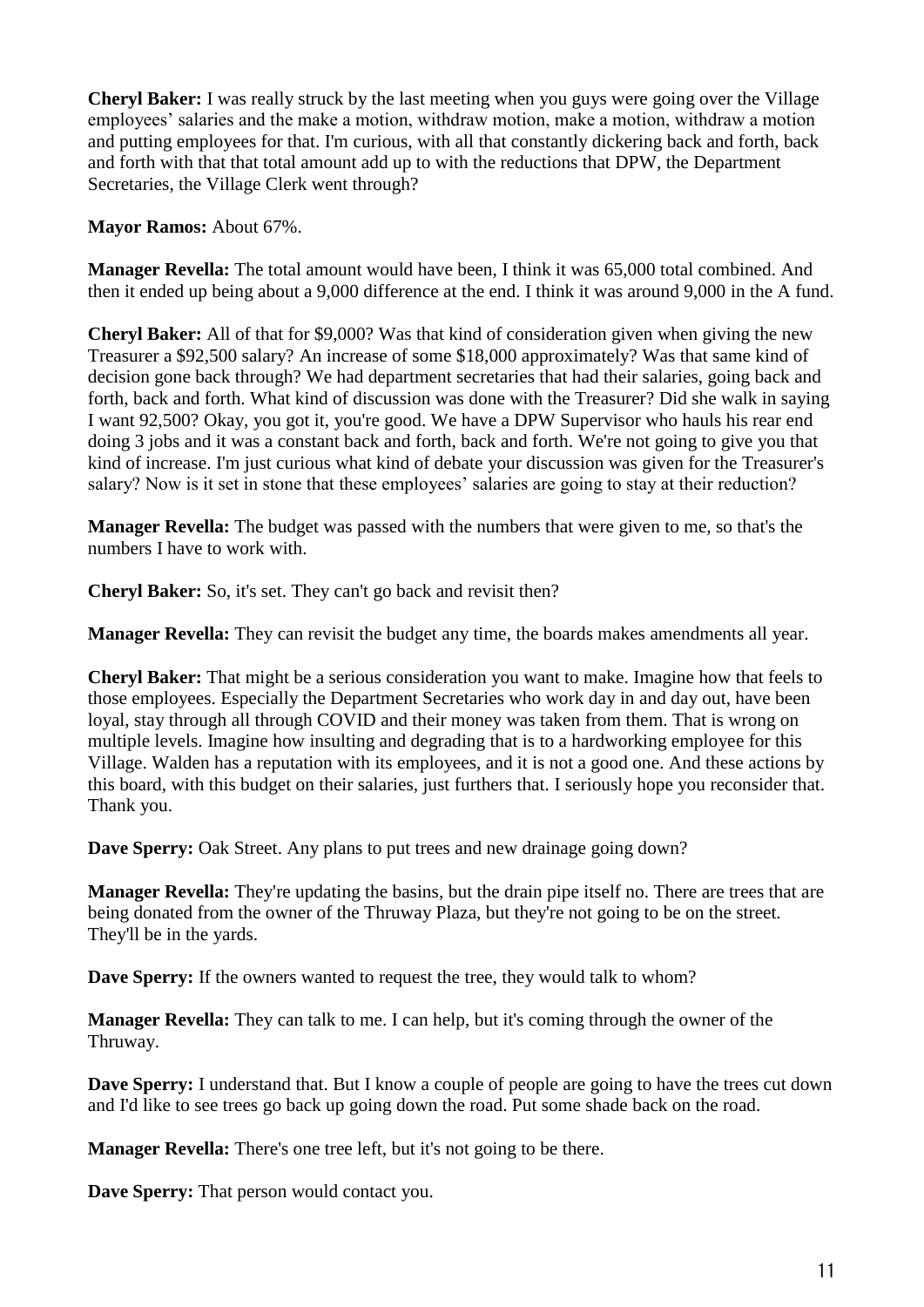**Cheryl Baker:** I was really struck by the last meeting when you guys were going over the Village employees' salaries and the make a motion, withdraw motion, make a motion, withdraw a motion and putting employees for that. I'm curious, with all that constantly dickering back and forth, back and forth with that that total amount add up to with the reductions that DPW, the Department Secretaries, the Village Clerk went through?

**Mayor Ramos:** About 67%.

**Manager Revella:** The total amount would have been, I think it was 65,000 total combined. And then it ended up being about a 9,000 difference at the end. I think it was around 9,000 in the A fund.

**Cheryl Baker:** All of that for $9,000? Was that kind of consideration given when giving the new Treasurer a $92,500 salary? An increase of some $18,000 approximately? Was that same kind of decision gone back through? We had department secretaries that had their salaries, going back and forth, back and forth. What kind of discussion was done with the Treasurer? Did she walk in saying I want 92,500? Okay, you got it, you're good. We have a DPW Supervisor who hauls his rear end doing 3 jobs and it was a constant back and forth, back and forth. We're not going to give you that kind of increase. I'm just curious what kind of debate your discussion was given for the Treasurer's salary? Now is it set in stone that these employees' salaries are going to stay at their reduction?

**Manager Revella:** The budget was passed with the numbers that were given to me, so that's the numbers I have to work with.

**Cheryl Baker:** So, it's set. They can't go back and revisit then?

**Manager Revella:** They can revisit the budget any time, the boards makes amendments all year.

**Cheryl Baker:** That might be a serious consideration you want to make. Imagine how that feels to those employees. Especially the Department Secretaries who work day in and day out, have been loyal, stay through all through COVID and their money was taken from them. That is wrong on multiple levels. Imagine how insulting and degrading that is to a hardworking employee for this Village. Walden has a reputation with its employees, and it is not a good one. And these actions by this board, with this budget on their salaries, just furthers that. I seriously hope you reconsider that. Thank you.

**Dave Sperry:** Oak Street. Any plans to put trees and new drainage going down?

**Manager Revella:** They're updating the basins, but the drain pipe itself no. There are trees that are being donated from the owner of the Thruway Plaza, but they're not going to be on the street. They'll be in the yards.

**Dave Sperry:** If the owners wanted to request the tree, they would talk to whom?

**Manager Revella:** They can talk to me. I can help, but it's coming through the owner of the Thruway.

**Dave Sperry:** I understand that. But I know a couple of people are going to have the trees cut down and I'd like to see trees go back up going down the road. Put some shade back on the road.

**Manager Revella:** There's one tree left, but it's not going to be there.

**Dave Sperry:** That person would contact you.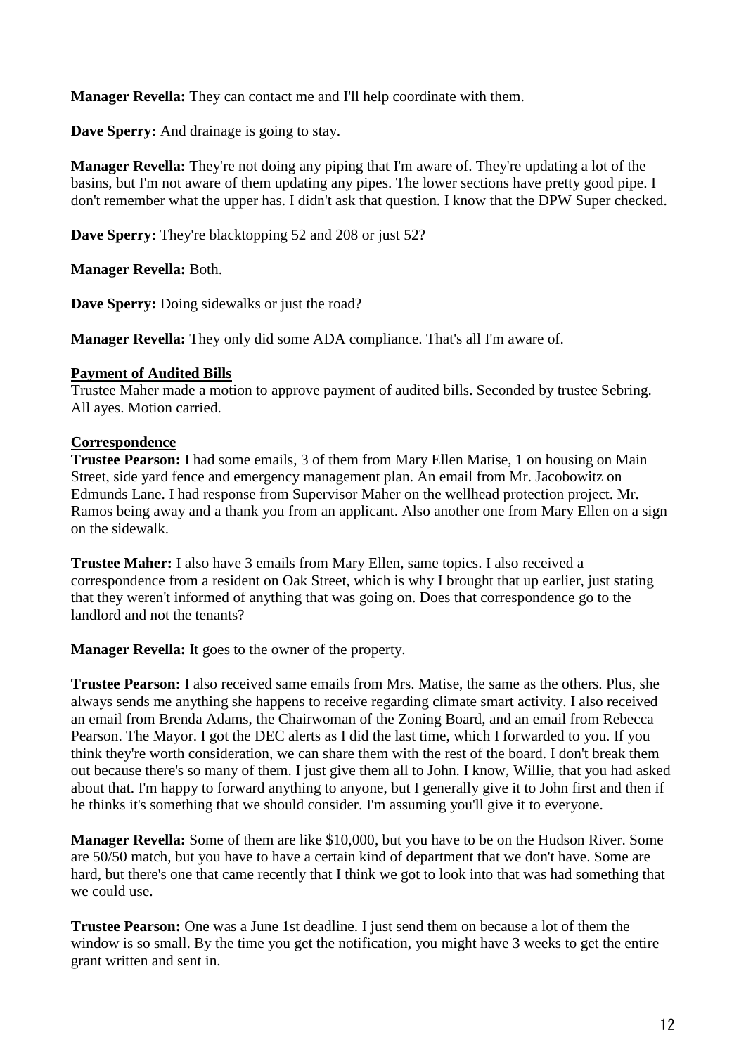**Manager Revella:** They can contact me and I'll help coordinate with them.

**Dave Sperry:** And drainage is going to stay.

**Manager Revella:** They're not doing any piping that I'm aware of. They're updating a lot of the basins, but I'm not aware of them updating any pipes. The lower sections have pretty good pipe. I don't remember what the upper has. I didn't ask that question. I know that the DPW Super checked.

**Dave Sperry:** They're blacktopping 52 and 208 or just 52?

**Manager Revella:** Both.

**Dave Sperry:** Doing sidewalks or just the road?

**Manager Revella:** They only did some ADA compliance. That's all I'm aware of.

**Payment of Audited Bills**

Trustee Maher made a motion to approve payment of audited bills. Seconded by trustee Sebring. All ayes. Motion carried.

**Correspondence**

**Trustee Pearson:** I had some emails, 3 of them from Mary Ellen Matise, 1 on housing on Main Street, side yard fence and emergency management plan. An email from Mr. Jacobowitz on Edmunds Lane. I had response from Supervisor Maher on the wellhead protection project. Mr. Ramos being away and a thank you from an applicant. Also another one from Mary Ellen on a sign on the sidewalk.

**Trustee Maher:** I also have 3 emails from Mary Ellen, same topics. I also received a correspondence from a resident on Oak Street, which is why I brought that up earlier, just stating that they weren't informed of anything that was going on. Does that correspondence go to the landlord and not the tenants?

**Manager Revella:** It goes to the owner of the property.

**Trustee Pearson:** I also received same emails from Mrs. Matise, the same as the others. Plus, she always sends me anything she happens to receive regarding climate smart activity. I also received an email from Brenda Adams, the Chairwoman of the Zoning Board, and an email from Rebecca Pearson. The Mayor. I got the DEC alerts as I did the last time, which I forwarded to you. If you think they're worth consideration, we can share them with the rest of the board. I don't break them out because there's so many of them. I just give them all to John. I know, Willie, that you had asked about that. I'm happy to forward anything to anyone, but I generally give it to John first and then if he thinks it's something that we should consider. I'm assuming you'll give it to everyone.

**Manager Revella:** Some of them are like $10,000, but you have to be on the Hudson River. Some are 50/50 match, but you have to have a certain kind of department that we don't have. Some are hard, but there's one that came recently that I think we got to look into that was had something that we could use.

**Trustee Pearson:** One was a June 1st deadline. I just send them on because a lot of them the window is so small. By the time you get the notification, you might have 3 weeks to get the entire grant written and sent in.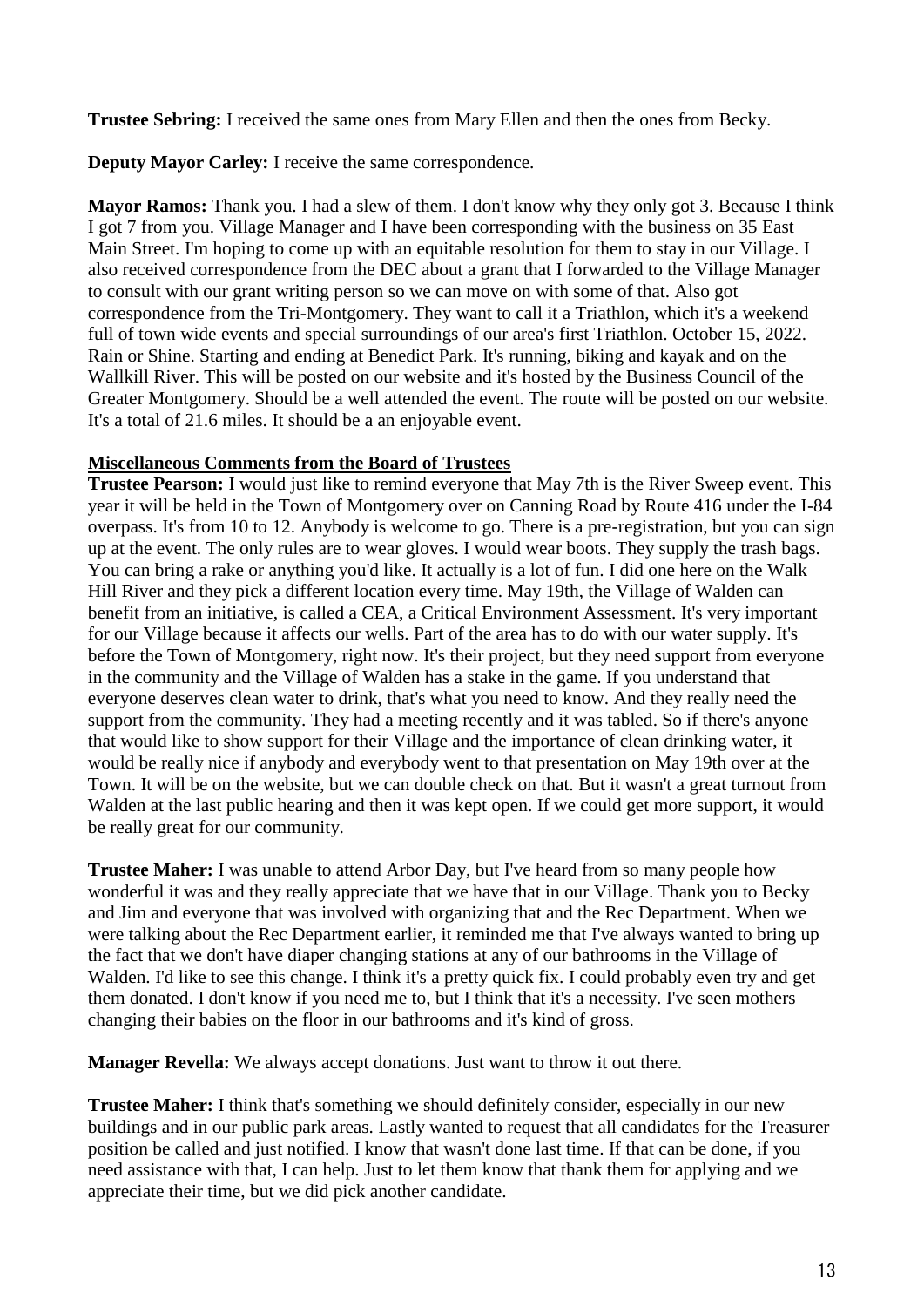**Trustee Sebring:** I received the same ones from Mary Ellen and then the ones from Becky.

**Deputy Mayor Carley:** I receive the same correspondence.

**Mayor Ramos:** Thank you. I had a slew of them. I don't know why they only got 3. Because I think I got 7 from you. Village Manager and I have been corresponding with the business on 35 East Main Street. I'm hoping to come up with an equitable resolution for them to stay in our Village. I also received correspondence from the DEC about a grant that I forwarded to the Village Manager to consult with our grant writing person so we can move on with some of that. Also got correspondence from the Tri-Montgomery. They want to call it a Triathlon, which it's a weekend full of town wide events and special surroundings of our area's first Triathlon. October 15, 2022. Rain or Shine. Starting and ending at Benedict Park. It's running, biking and kayak and on the Wallkill River. This will be posted on our website and it's hosted by the Business Council of the Greater Montgomery. Should be a well attended the event. The route will be posted on our website. It's a total of 21.6 miles. It should be a an enjoyable event.

**Miscellaneous Comments from the Board of Trustees**

**Trustee Pearson:** I would just like to remind everyone that May 7th is the River Sweep event. This year it will be held in the Town of Montgomery over on Canning Road by Route 416 under the I-84 overpass. It's from 10 to 12. Anybody is welcome to go. There is a pre-registration, but you can sign up at the event. The only rules are to wear gloves. I would wear boots. They supply the trash bags. You can bring a rake or anything you'd like. It actually is a lot of fun. I did one here on the Walk Hill River and they pick a different location every time. May 19th, the Village of Walden can benefit from an initiative, is called a CEA, a Critical Environment Assessment. It's very important for our Village because it affects our wells. Part of the area has to do with our water supply. It's before the Town of Montgomery, right now. It's their project, but they need support from everyone in the community and the Village of Walden has a stake in the game. If you understand that everyone deserves clean water to drink, that's what you need to know. And they really need the support from the community. They had a meeting recently and it was tabled. So if there's anyone that would like to show support for their Village and the importance of clean drinking water, it would be really nice if anybody and everybody went to that presentation on May 19th over at the Town. It will be on the website, but we can double check on that. But it wasn't a great turnout from Walden at the last public hearing and then it was kept open. If we could get more support, it would be really great for our community.

**Trustee Maher:** I was unable to attend Arbor Day, but I've heard from so many people how wonderful it was and they really appreciate that we have that in our Village. Thank you to Becky and Jim and everyone that was involved with organizing that and the Rec Department. When we were talking about the Rec Department earlier, it reminded me that I've always wanted to bring up the fact that we don't have diaper changing stations at any of our bathrooms in the Village of Walden. I'd like to see this change. I think it's a pretty quick fix. I could probably even try and get them donated. I don't know if you need me to, but I think that it's a necessity. I've seen mothers changing their babies on the floor in our bathrooms and it's kind of gross.

**Manager Revella:** We always accept donations. Just want to throw it out there.

**Trustee Maher:** I think that's something we should definitely consider, especially in our new buildings and in our public park areas. Lastly wanted to request that all candidates for the Treasurer position be called and just notified. I know that wasn't done last time. If that can be done, if you need assistance with that, I can help. Just to let them know that thank them for applying and we appreciate their time, but we did pick another candidate.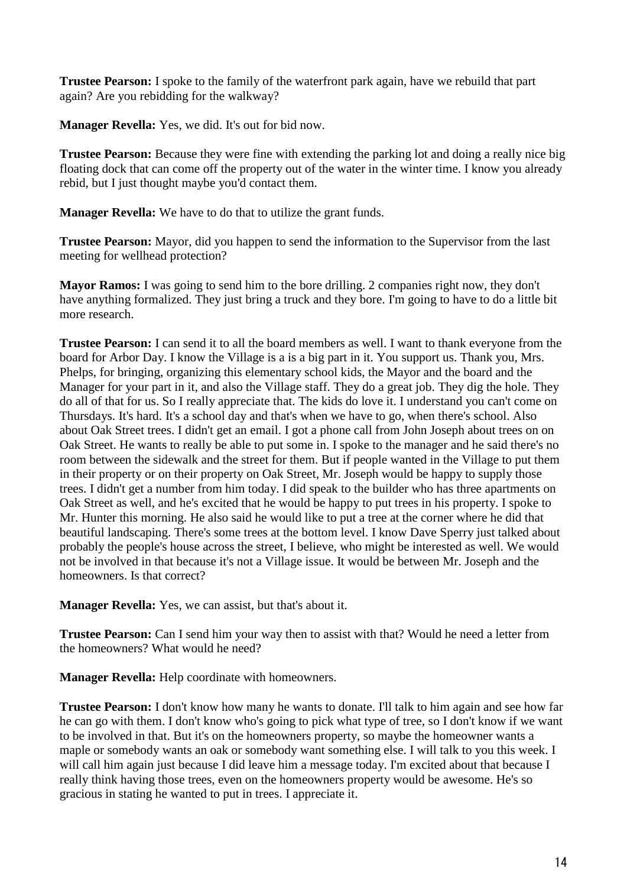**Trustee Pearson:** I spoke to the family of the waterfront park again, have we rebuild that part again? Are you rebidding for the walkway?

**Manager Revella:** Yes, we did. It's out for bid now.

**Trustee Pearson:** Because they were fine with extending the parking lot and doing a really nice big floating dock that can come off the property out of the water in the winter time. I know you already rebid, but I just thought maybe you'd contact them.

**Manager Revella:** We have to do that to utilize the grant funds.

**Trustee Pearson:** Mayor, did you happen to send the information to the Supervisor from the last meeting for wellhead protection?

**Mayor Ramos:** I was going to send him to the bore drilling. 2 companies right now, they don't have anything formalized. They just bring a truck and they bore. I'm going to have to do a little bit more research.

**Trustee Pearson:** I can send it to all the board members as well. I want to thank everyone from the board for Arbor Day. I know the Village is a is a big part in it. You support us. Thank you, Mrs. Phelps, for bringing, organizing this elementary school kids, the Mayor and the board and the Manager for your part in it, and also the Village staff. They do a great job. They dig the hole. They do all of that for us. So I really appreciate that. The kids do love it. I understand you can't come on Thursdays. It's hard. It's a school day and that's when we have to go, when there's school. Also about Oak Street trees. I didn't get an email. I got a phone call from John Joseph about trees on on Oak Street. He wants to really be able to put some in. I spoke to the manager and he said there's no room between the sidewalk and the street for them. But if people wanted in the Village to put them in their property or on their property on Oak Street, Mr. Joseph would be happy to supply those trees. I didn't get a number from him today. I did speak to the builder who has three apartments on Oak Street as well, and he's excited that he would be happy to put trees in his property. I spoke to Mr. Hunter this morning. He also said he would like to put a tree at the corner where he did that beautiful landscaping. There's some trees at the bottom level. I know Dave Sperry just talked about probably the people's house across the street, I believe, who might be interested as well. We would not be involved in that because it's not a Village issue. It would be between Mr. Joseph and the homeowners. Is that correct?

**Manager Revella:** Yes, we can assist, but that's about it.

**Trustee Pearson:** Can I send him your way then to assist with that? Would he need a letter from the homeowners? What would he need?

**Manager Revella:** Help coordinate with homeowners.

**Trustee Pearson:** I don't know how many he wants to donate. I'll talk to him again and see how far he can go with them. I don't know who's going to pick what type of tree, so I don't know if we want to be involved in that. But it's on the homeowners property, so maybe the homeowner wants a maple or somebody wants an oak or somebody want something else. I will talk to you this week. I will call him again just because I did leave him a message today. I'm excited about that because I really think having those trees, even on the homeowners property would be awesome. He's so gracious in stating he wanted to put in trees. I appreciate it.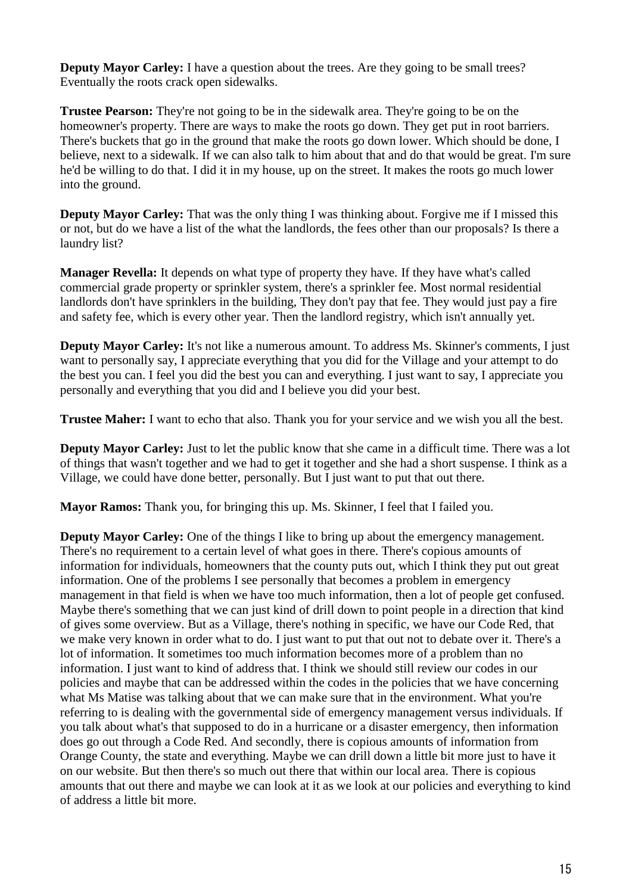**Deputy Mayor Carley:** I have a question about the trees. Are they going to be small trees? Eventually the roots crack open sidewalks.

**Trustee Pearson:** They're not going to be in the sidewalk area. They're going to be on the homeowner's property. There are ways to make the roots go down. They get put in root barriers. There's buckets that go in the ground that make the roots go down lower. Which should be done, I believe, next to a sidewalk. If we can also talk to him about that and do that would be great. I'm sure he'd be willing to do that. I did it in my house, up on the street. It makes the roots go much lower into the ground.

**Deputy Mayor Carley:** That was the only thing I was thinking about. Forgive me if I missed this or not, but do we have a list of the what the landlords, the fees other than our proposals? Is there a laundry list?

**Manager Revella:** It depends on what type of property they have. If they have what's called commercial grade property or sprinkler system, there's a sprinkler fee. Most normal residential landlords don't have sprinklers in the building, They don't pay that fee. They would just pay a fire and safety fee, which is every other year. Then the landlord registry, which isn't annually yet.

**Deputy Mayor Carley:** It's not like a numerous amount. To address Ms. Skinner's comments, I just want to personally say, I appreciate everything that you did for the Village and your attempt to do the best you can. I feel you did the best you can and everything. I just want to say, I appreciate you personally and everything that you did and I believe you did your best.

**Trustee Maher:** I want to echo that also. Thank you for your service and we wish you all the best.

**Deputy Mayor Carley:** Just to let the public know that she came in a difficult time. There was a lot of things that wasn't together and we had to get it together and she had a short suspense. I think as a Village, we could have done better, personally. But I just want to put that out there.

**Mayor Ramos:** Thank you, for bringing this up. Ms. Skinner, I feel that I failed you.

**Deputy Mayor Carley:** One of the things I like to bring up about the emergency management. There's no requirement to a certain level of what goes in there. There's copious amounts of information for individuals, homeowners that the county puts out, which I think they put out great information. One of the problems I see personally that becomes a problem in emergency management in that field is when we have too much information, then a lot of people get confused. Maybe there's something that we can just kind of drill down to point people in a direction that kind of gives some overview. But as a Village, there's nothing in specific, we have our Code Red, that we make very known in order what to do. I just want to put that out not to debate over it. There's a lot of information. It sometimes too much information becomes more of a problem than no information. I just want to kind of address that. I think we should still review our codes in our policies and maybe that can be addressed within the codes in the policies that we have concerning what Ms Matise was talking about that we can make sure that in the environment. What you're referring to is dealing with the governmental side of emergency management versus individuals. If you talk about what's that supposed to do in a hurricane or a disaster emergency, then information does go out through a Code Red. And secondly, there is copious amounts of information from Orange County, the state and everything. Maybe we can drill down a little bit more just to have it on our website. But then there's so much out there that within our local area. There is copious amounts that out there and maybe we can look at it as we look at our policies and everything to kind of address a little bit more.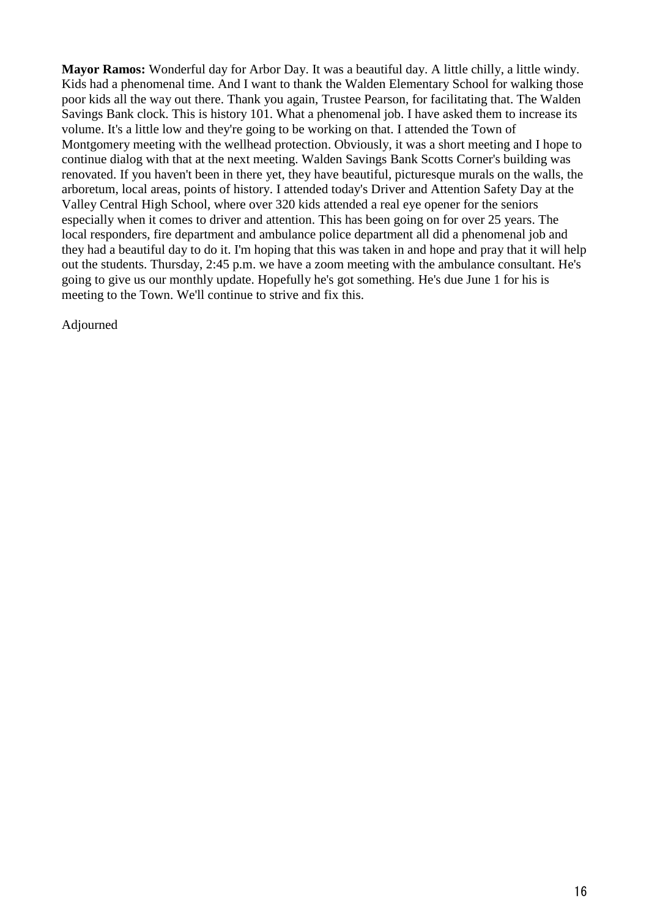**Mayor Ramos:** Wonderful day for Arbor Day. It was a beautiful day. A little chilly, a little windy. Kids had a phenomenal time. And I want to thank the Walden Elementary School for walking those poor kids all the way out there. Thank you again, Trustee Pearson, for facilitating that. The Walden Savings Bank clock. This is history 101. What a phenomenal job. I have asked them to increase its volume. It's a little low and they're going to be working on that. I attended the Town of Montgomery meeting with the wellhead protection. Obviously, it was a short meeting and I hope to continue dialog with that at the next meeting. Walden Savings Bank Scotts Corner's building was renovated. If you haven't been in there yet, they have beautiful, picturesque murals on the walls, the arboretum, local areas, points of history. I attended today's Driver and Attention Safety Day at the Valley Central High School, where over 320 kids attended a real eye opener for the seniors especially when it comes to driver and attention. This has been going on for over 25 years. The local responders, fire department and ambulance police department all did a phenomenal job and they had a beautiful day to do it. I'm hoping that this was taken in and hope and pray that it will help out the students. Thursday, 2:45 p.m. we have a zoom meeting with the ambulance consultant. He's going to give us our monthly update. Hopefully he's got something. He's due June 1 for his is meeting to the Town. We'll continue to strive and fix this.

Adjourned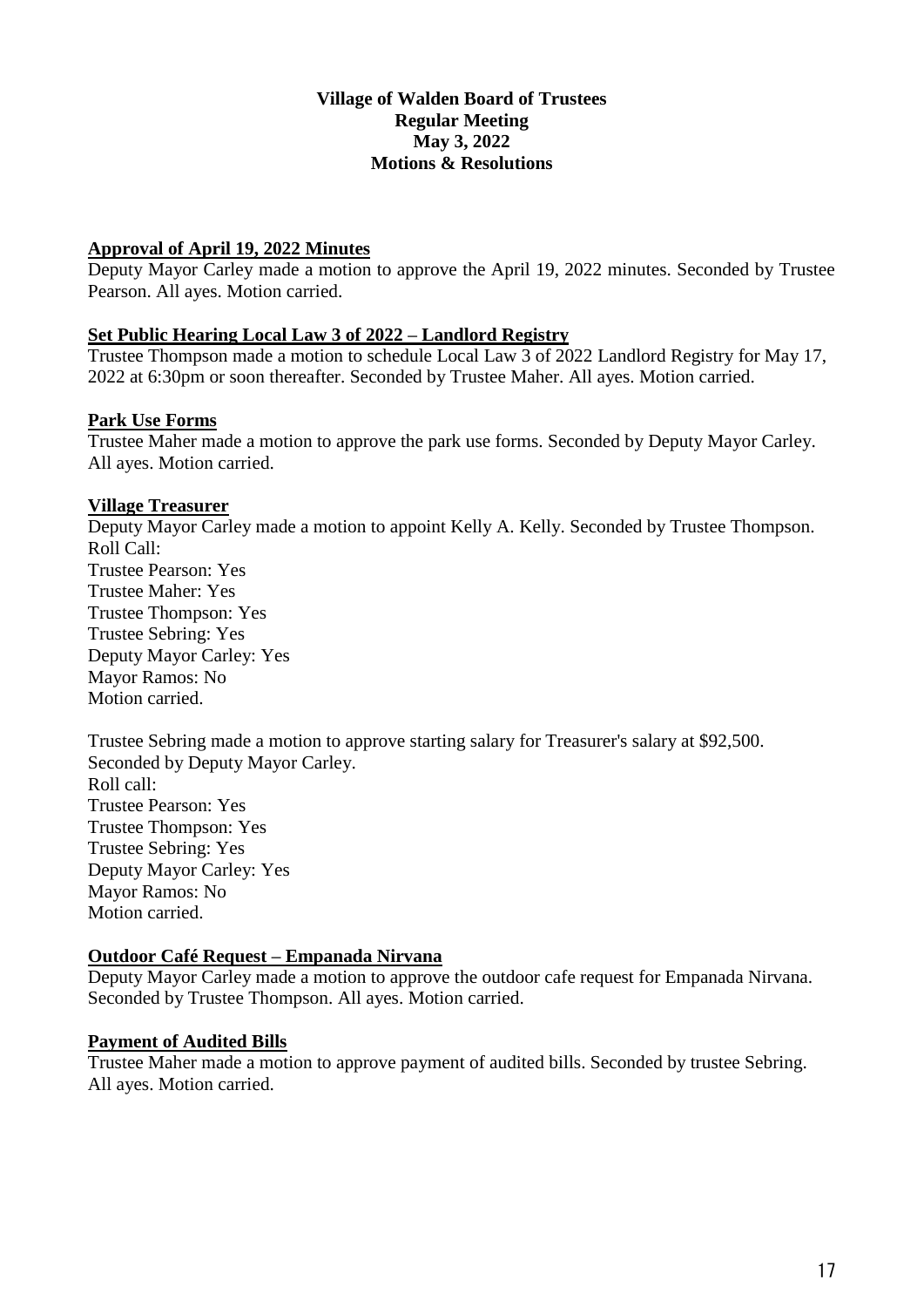**Village of Walden Board of Trustees**
**Regular Meeting**
**May 3, 2022**
**Motions & Resolutions**

**Approval of April 19, 2022 Minutes**

Deputy Mayor Carley made a motion to approve the April 19, 2022 minutes. Seconded by Trustee Pearson. All ayes. Motion carried.

**Set Public Hearing Local Law 3 of 2022 – Landlord Registry**

Trustee Thompson made a motion to schedule Local Law 3 of 2022 Landlord Registry for May 17, 2022 at 6:30pm or soon thereafter. Seconded by Trustee Maher. All ayes. Motion carried.

**Park Use Forms**

Trustee Maher made a motion to approve the park use forms. Seconded by Deputy Mayor Carley. All ayes. Motion carried.

**Village Treasurer**

Deputy Mayor Carley made a motion to appoint Kelly A. Kelly. Seconded by Trustee Thompson.
Roll Call:
Trustee Pearson: Yes
Trustee Maher: Yes
Trustee Thompson: Yes
Trustee Sebring: Yes
Deputy Mayor Carley: Yes
Mayor Ramos: No
Motion carried.

Trustee Sebring made a motion to approve starting salary for Treasurer's salary at $92,500.
Seconded by Deputy Mayor Carley.
Roll call:
Trustee Pearson: Yes
Trustee Thompson: Yes
Trustee Sebring: Yes
Deputy Mayor Carley: Yes
Mayor Ramos: No
Motion carried.

**Outdoor Café Request – Empanada Nirvana**

Deputy Mayor Carley made a motion to approve the outdoor cafe request for Empanada Nirvana. Seconded by Trustee Thompson. All ayes. Motion carried.

**Payment of Audited Bills**

Trustee Maher made a motion to approve payment of audited bills. Seconded by trustee Sebring. All ayes. Motion carried.